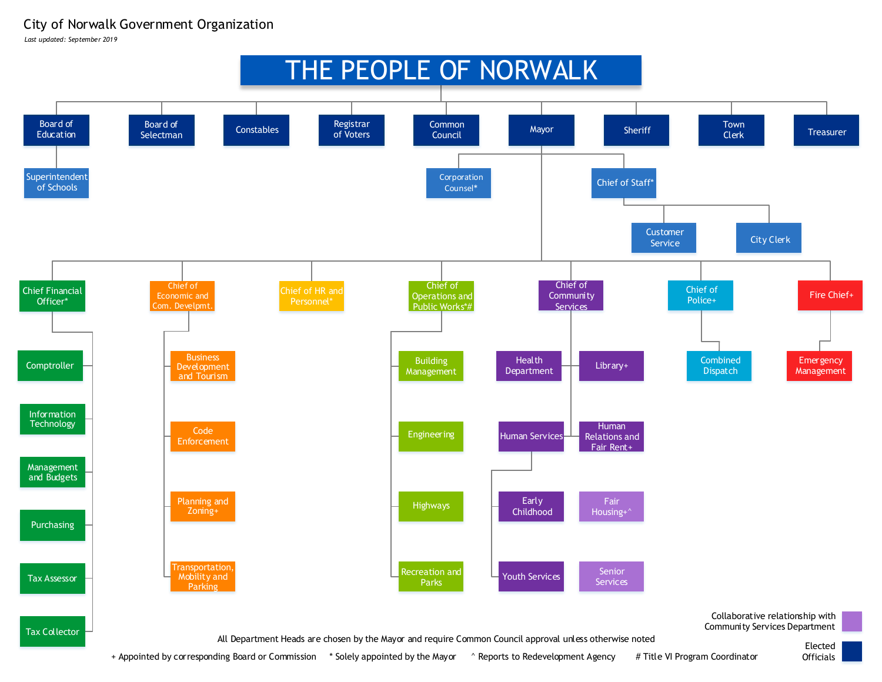# City of Norwalk Government Organization

*Last updated: September 2019*

## THE PEOPLE OF NORWALK

- Board of Education
  - Superintendent of Schools
- Board of Selectman
- Constables
- Registrar of Voters
- Common Council
- Mayor
  - Corporation Counsel*
  - Chief of Staff*
    - Customer Service
    - City Clerk
  - Chief Financial Officer*
    - Comptroller
    - Information Technology
    - Management and Budgets
    - Purchasing
    - Tax Assessor
    - Tax Collector
  - Chief of Economic and Com. Develpmt.
    - Business Development and Tourism
    - Code Enforcement
    - Planning and Zoning+
    - Transportation, Mobility and Parking
  - Chief of HR and Personnel*
  - Chief of Operations and Public Works*#
    - Building Management
    - Engineering
    - Highways
    - Recreation and Parks
  - Chief of Community Services
    - Health Department
    - Library+
    - Human Services
      - Early Childhood
      - Youth Services
    - Human Relations and Fair Rent+
    - Fair Housing+^
    - Senior Services
  - Chief of Police+
    - Combined Dispatch
  - Fire Chief+
    - Emergency Management
- Sheriff
- Town Clerk
- Treasurer

Collaborative relationship with Community Services Department

Elected Officials

All Department Heads are chosen by the Mayor and require Common Council approval unless otherwise noted

+ Appointed by corresponding Board or Commission   * Solely appointed by the Mayor   ^ Reports to Redevelopment Agency   # Title VI Program Coordinator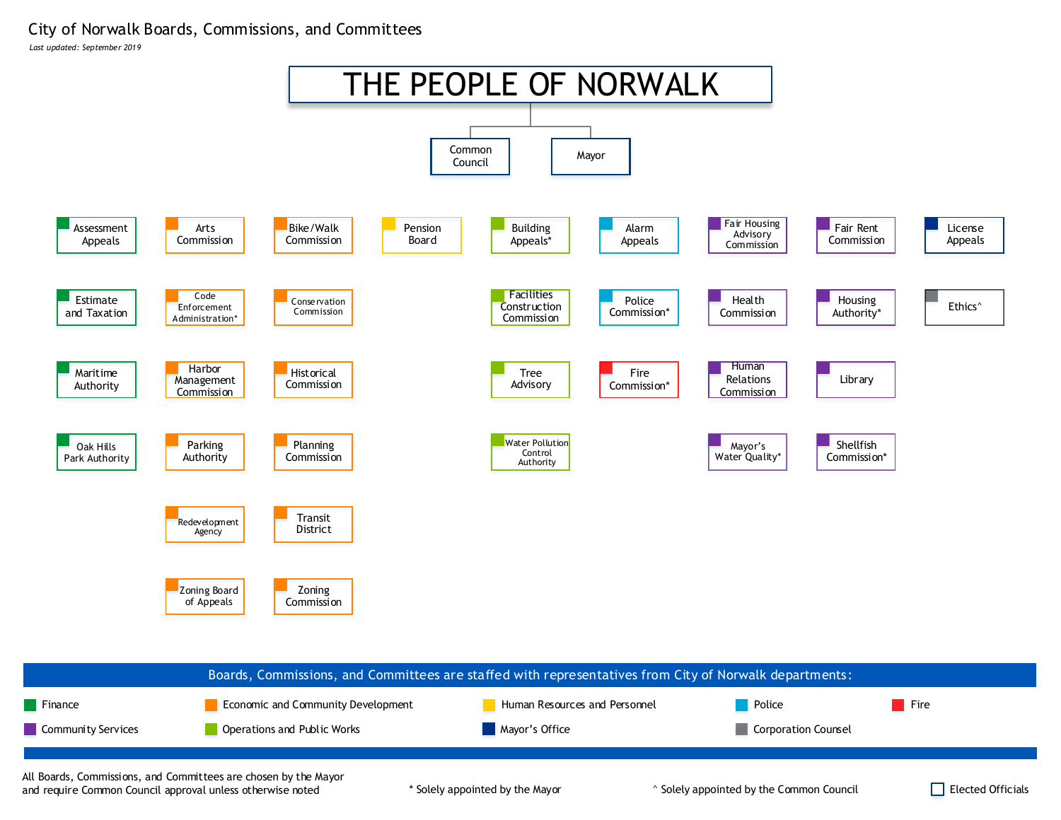# City of Norwalk Boards, Commissions, and Committees

*Last updated: September 2019*

## THE PEOPLE OF NORWALK

- Common Council
- Mayor

**Finance**
- Assessment Appeals
- Estimate and Taxation
- Maritime Authority
- Oak Hills Park Authority

**Economic and Community Development**
- Arts Commission
- Code Enforcement Administration*
- Harbor Management Commission
- Parking Authority
- Redevelopment Agency
- Zoning Board of Appeals
- Bike/Walk Commission
- Conservation Commission
- Historical Commission
- Planning Commission
- Transit District
- Zoning Commission

**Human Resources and Personnel**
- Pension Board

**Operations and Public Works**
- Building Appeals*
- Facilities Construction Commission
- Tree Advisory
- Water Pollution Control Authority

**Police**
- Alarm Appeals
- Police Commission*

**Fire**
- Fire Commission*

**Community Services**
- Fair Housing Advisory Commission
- Health Commission
- Human Relations Commission
- Mayor's Water Quality*
- Fair Rent Commission
- Housing Authority*
- Library
- Shellfish Commission*

**Mayor's Office**
- License Appeals

**Corporation Counsel**
- Ethics^

Boards, Commissions, and Committees are staffed with representatives from City of Norwalk departments:

Finance | Economic and Community Development | Human Resources and Personnel | Police | Fire | Community Services | Operations and Public Works | Mayor's Office | Corporation Counsel

All Boards, Commissions, and Committees are chosen by the Mayor and require Common Council approval unless otherwise noted

\* Solely appointed by the Mayor

^ Solely appointed by the Common Council

Elected Officials